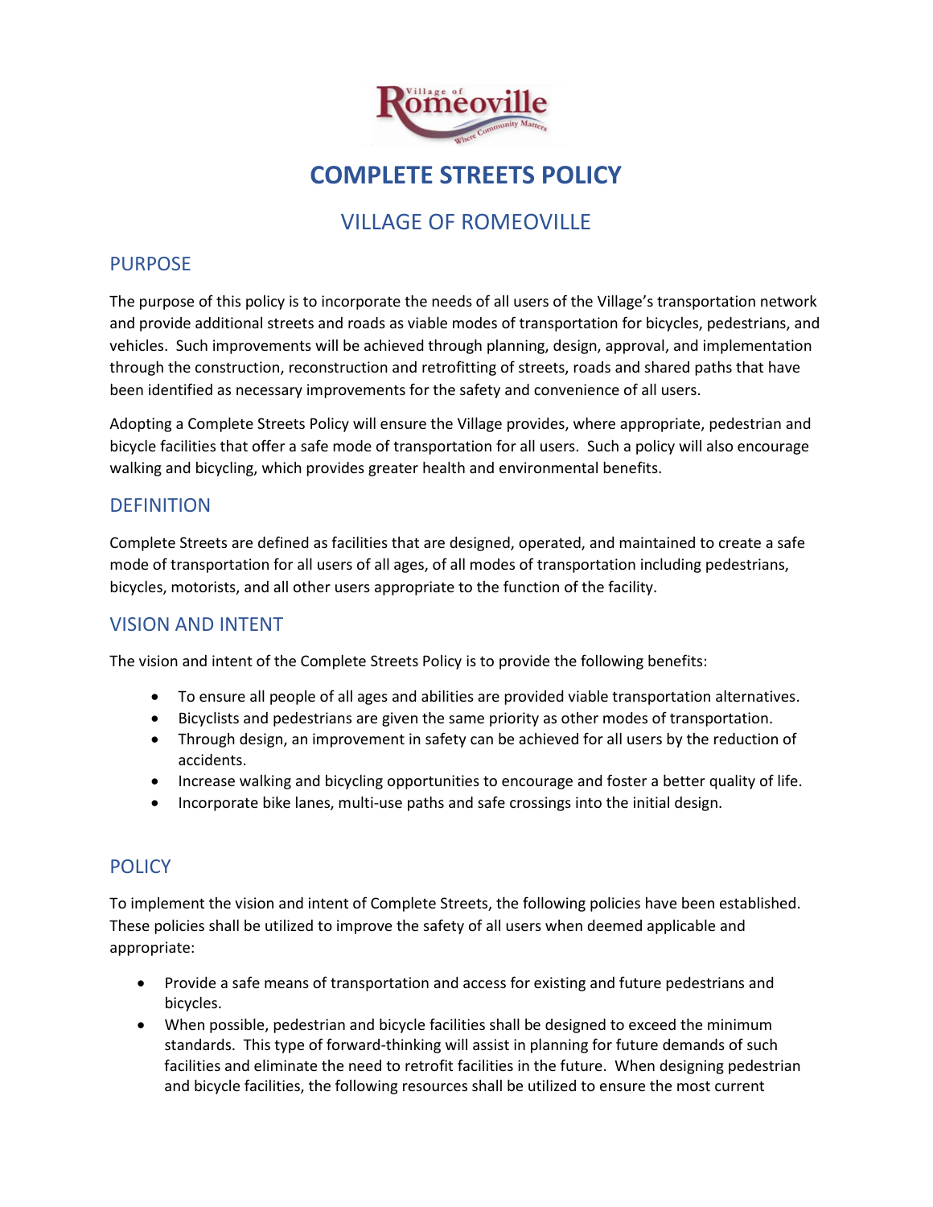# COMPLETE STREETS POLICY

## VILLAGE OF ROMEOVILLE

### PURPOSE

The purpose of this policy is to incorporate the needs of all users of the Village's transportation network and provide additional streets and roads as viable modes of transportation for bicycles, pedestrians, and vehicles. Such improvements will be achieved through planning, design, approval, and implementation through the construction, reconstruction and retrofitting of streets, roads and shared paths that have been identified as necessary improvements for the safety and convenience of all users.

Adopting a Complete Streets Policy will ensure the Village provides, where appropriate, pedestrian and bicycle facilities that offer a safe mode of transportation for all users. Such a policy will also encourage walking and bicycling, which provides greater health and environmental benefits.

### DEFINITION

Complete Streets are defined as facilities that are designed, operated, and maintained to create a safe mode of transportation for all users of all ages, of all modes of transportation including pedestrians, bicycles, motorists, and all other users appropriate to the function of the facility.

### VISION AND INTENT

The vision and intent of the Complete Streets Policy is to provide the following benefits:

- To ensure all people of all ages and abilities are provided viable transportation alternatives.
- Bicyclists and pedestrians are given the same priority as other modes of transportation.
- Through design, an improvement in safety can be achieved for all users by the reduction of accidents.
- Increase walking and bicycling opportunities to encourage and foster a better quality of life.
- Incorporate bike lanes, multi-use paths and safe crossings into the initial design.

### POLICY

To implement the vision and intent of Complete Streets, the following policies have been established. These policies shall be utilized to improve the safety of all users when deemed applicable and appropriate:

- Provide a safe means of transportation and access for existing and future pedestrians and bicycles.
- When possible, pedestrian and bicycle facilities shall be designed to exceed the minimum standards. This type of forward-thinking will assist in planning for future demands of such facilities and eliminate the need to retrofit facilities in the future. When designing pedestrian and bicycle facilities, the following resources shall be utilized to ensure the most current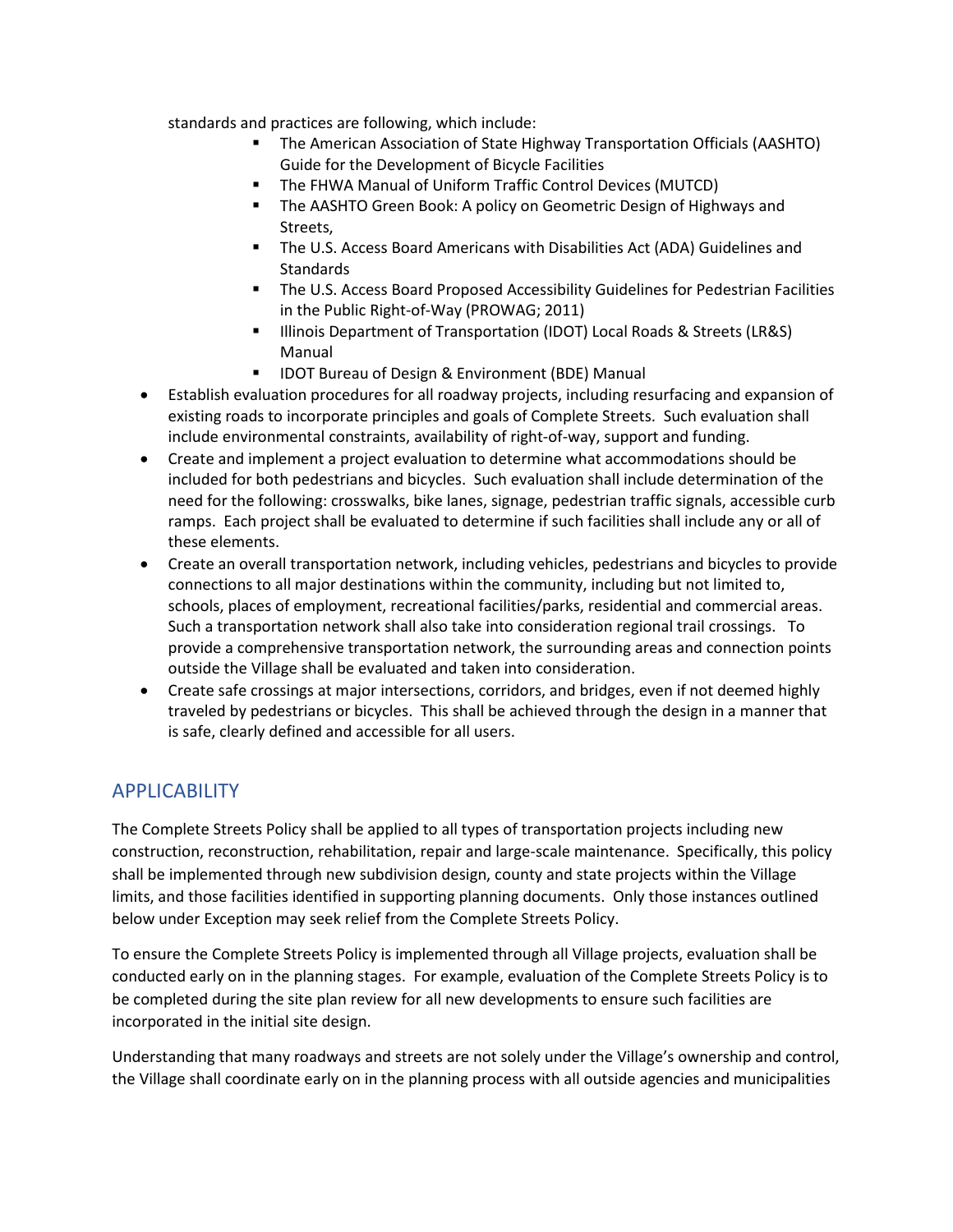standards and practices are following, which include:

  - The American Association of State Highway Transportation Officials (AASHTO) Guide for the Development of Bicycle Facilities
  - The FHWA Manual of Uniform Traffic Control Devices (MUTCD)
  - The AASHTO Green Book: A policy on Geometric Design of Highways and Streets,
  - The U.S. Access Board Americans with Disabilities Act (ADA) Guidelines and Standards
  - The U.S. Access Board Proposed Accessibility Guidelines for Pedestrian Facilities in the Public Right-of-Way (PROWAG; 2011)
  - Illinois Department of Transportation (IDOT) Local Roads & Streets (LR&S) Manual
  - IDOT Bureau of Design & Environment (BDE) Manual

- Establish evaluation procedures for all roadway projects, including resurfacing and expansion of existing roads to incorporate principles and goals of Complete Streets. Such evaluation shall include environmental constraints, availability of right-of-way, support and funding.
- Create and implement a project evaluation to determine what accommodations should be included for both pedestrians and bicycles. Such evaluation shall include determination of the need for the following: crosswalks, bike lanes, signage, pedestrian traffic signals, accessible curb ramps. Each project shall be evaluated to determine if such facilities shall include any or all of these elements.
- Create an overall transportation network, including vehicles, pedestrians and bicycles to provide connections to all major destinations within the community, including but not limited to, schools, places of employment, recreational facilities/parks, residential and commercial areas. Such a transportation network shall also take into consideration regional trail crossings. To provide a comprehensive transportation network, the surrounding areas and connection points outside the Village shall be evaluated and taken into consideration.
- Create safe crossings at major intersections, corridors, and bridges, even if not deemed highly traveled by pedestrians or bicycles. This shall be achieved through the design in a manner that is safe, clearly defined and accessible for all users.

## APPLICABILITY

The Complete Streets Policy shall be applied to all types of transportation projects including new construction, reconstruction, rehabilitation, repair and large-scale maintenance. Specifically, this policy shall be implemented through new subdivision design, county and state projects within the Village limits, and those facilities identified in supporting planning documents. Only those instances outlined below under Exception may seek relief from the Complete Streets Policy.

To ensure the Complete Streets Policy is implemented through all Village projects, evaluation shall be conducted early on in the planning stages. For example, evaluation of the Complete Streets Policy is to be completed during the site plan review for all new developments to ensure such facilities are incorporated in the initial site design.

Understanding that many roadways and streets are not solely under the Village's ownership and control, the Village shall coordinate early on in the planning process with all outside agencies and municipalities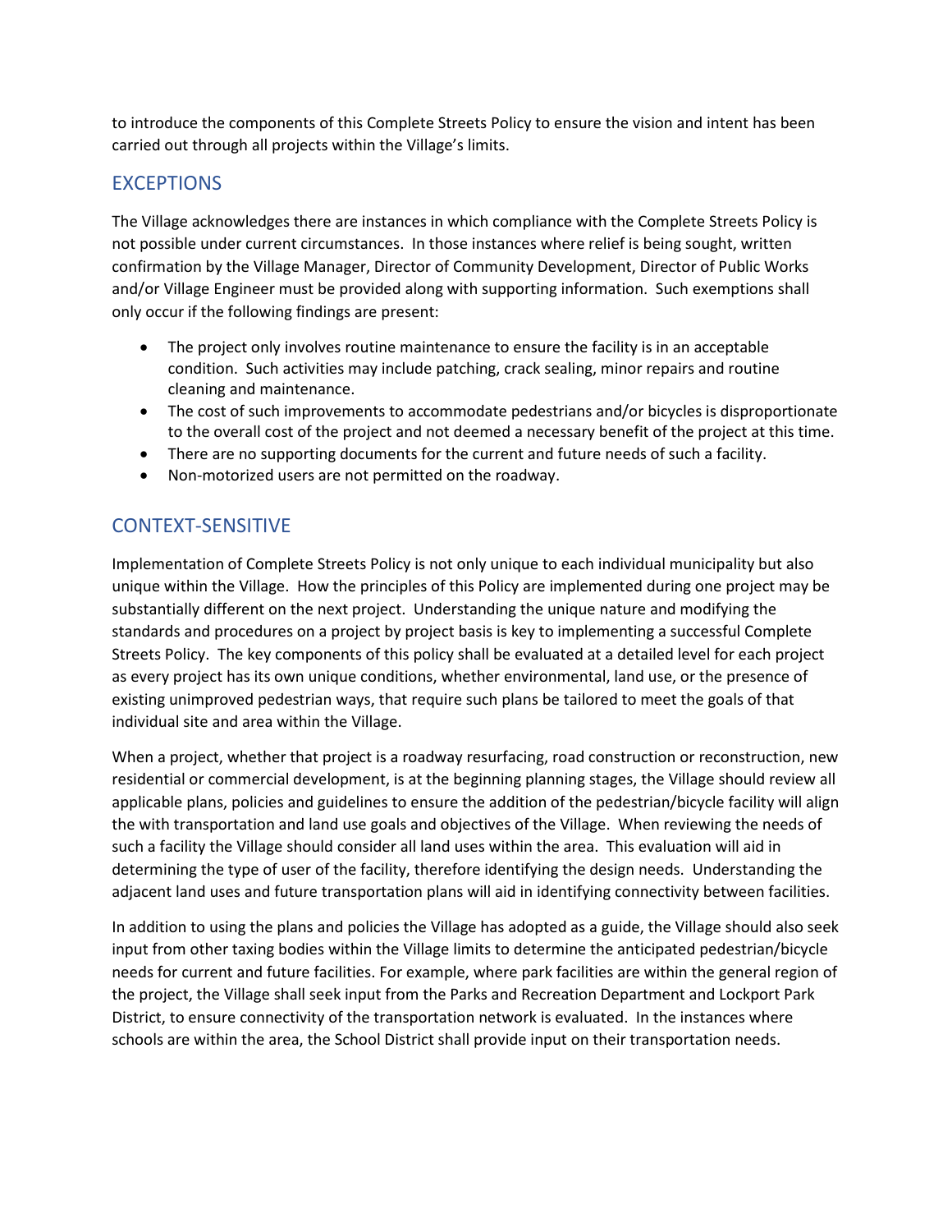to introduce the components of this Complete Streets Policy to ensure the vision and intent has been carried out through all projects within the Village's limits.

## EXCEPTIONS

The Village acknowledges there are instances in which compliance with the Complete Streets Policy is not possible under current circumstances. In those instances where relief is being sought, written confirmation by the Village Manager, Director of Community Development, Director of Public Works and/or Village Engineer must be provided along with supporting information. Such exemptions shall only occur if the following findings are present:

- The project only involves routine maintenance to ensure the facility is in an acceptable condition. Such activities may include patching, crack sealing, minor repairs and routine cleaning and maintenance.
- The cost of such improvements to accommodate pedestrians and/or bicycles is disproportionate to the overall cost of the project and not deemed a necessary benefit of the project at this time.
- There are no supporting documents for the current and future needs of such a facility.
- Non-motorized users are not permitted on the roadway.

## CONTEXT-SENSITIVE

Implementation of Complete Streets Policy is not only unique to each individual municipality but also unique within the Village. How the principles of this Policy are implemented during one project may be substantially different on the next project. Understanding the unique nature and modifying the standards and procedures on a project by project basis is key to implementing a successful Complete Streets Policy. The key components of this policy shall be evaluated at a detailed level for each project as every project has its own unique conditions, whether environmental, land use, or the presence of existing unimproved pedestrian ways, that require such plans be tailored to meet the goals of that individual site and area within the Village.

When a project, whether that project is a roadway resurfacing, road construction or reconstruction, new residential or commercial development, is at the beginning planning stages, the Village should review all applicable plans, policies and guidelines to ensure the addition of the pedestrian/bicycle facility will align the with transportation and land use goals and objectives of the Village. When reviewing the needs of such a facility the Village should consider all land uses within the area. This evaluation will aid in determining the type of user of the facility, therefore identifying the design needs. Understanding the adjacent land uses and future transportation plans will aid in identifying connectivity between facilities.

In addition to using the plans and policies the Village has adopted as a guide, the Village should also seek input from other taxing bodies within the Village limits to determine the anticipated pedestrian/bicycle needs for current and future facilities. For example, where park facilities are within the general region of the project, the Village shall seek input from the Parks and Recreation Department and Lockport Park District, to ensure connectivity of the transportation network is evaluated. In the instances where schools are within the area, the School District shall provide input on their transportation needs.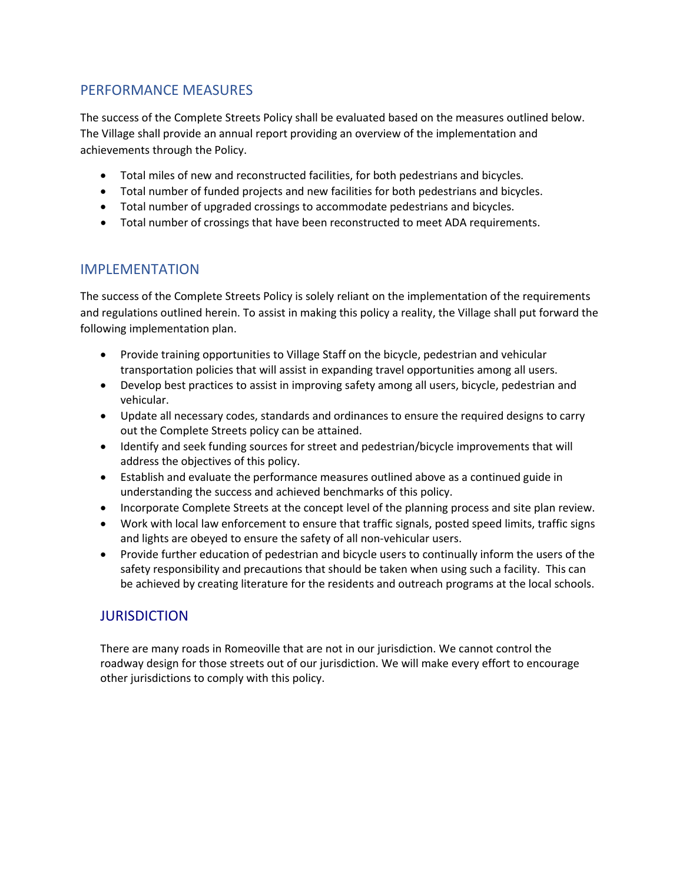## PERFORMANCE MEASURES

The success of the Complete Streets Policy shall be evaluated based on the measures outlined below. The Village shall provide an annual report providing an overview of the implementation and achievements through the Policy.

- Total miles of new and reconstructed facilities, for both pedestrians and bicycles.
- Total number of funded projects and new facilities for both pedestrians and bicycles.
- Total number of upgraded crossings to accommodate pedestrians and bicycles.
- Total number of crossings that have been reconstructed to meet ADA requirements.

## IMPLEMENTATION

The success of the Complete Streets Policy is solely reliant on the implementation of the requirements and regulations outlined herein. To assist in making this policy a reality, the Village shall put forward the following implementation plan.

- Provide training opportunities to Village Staff on the bicycle, pedestrian and vehicular transportation policies that will assist in expanding travel opportunities among all users.
- Develop best practices to assist in improving safety among all users, bicycle, pedestrian and vehicular.
- Update all necessary codes, standards and ordinances to ensure the required designs to carry out the Complete Streets policy can be attained.
- Identify and seek funding sources for street and pedestrian/bicycle improvements that will address the objectives of this policy.
- Establish and evaluate the performance measures outlined above as a continued guide in understanding the success and achieved benchmarks of this policy.
- Incorporate Complete Streets at the concept level of the planning process and site plan review.
- Work with local law enforcement to ensure that traffic signals, posted speed limits, traffic signs and lights are obeyed to ensure the safety of all non-vehicular users.
- Provide further education of pedestrian and bicycle users to continually inform the users of the safety responsibility and precautions that should be taken when using such a facility. This can be achieved by creating literature for the residents and outreach programs at the local schools.

## JURISDICTION

There are many roads in Romeoville that are not in our jurisdiction. We cannot control the roadway design for those streets out of our jurisdiction. We will make every effort to encourage other jurisdictions to comply with this policy.